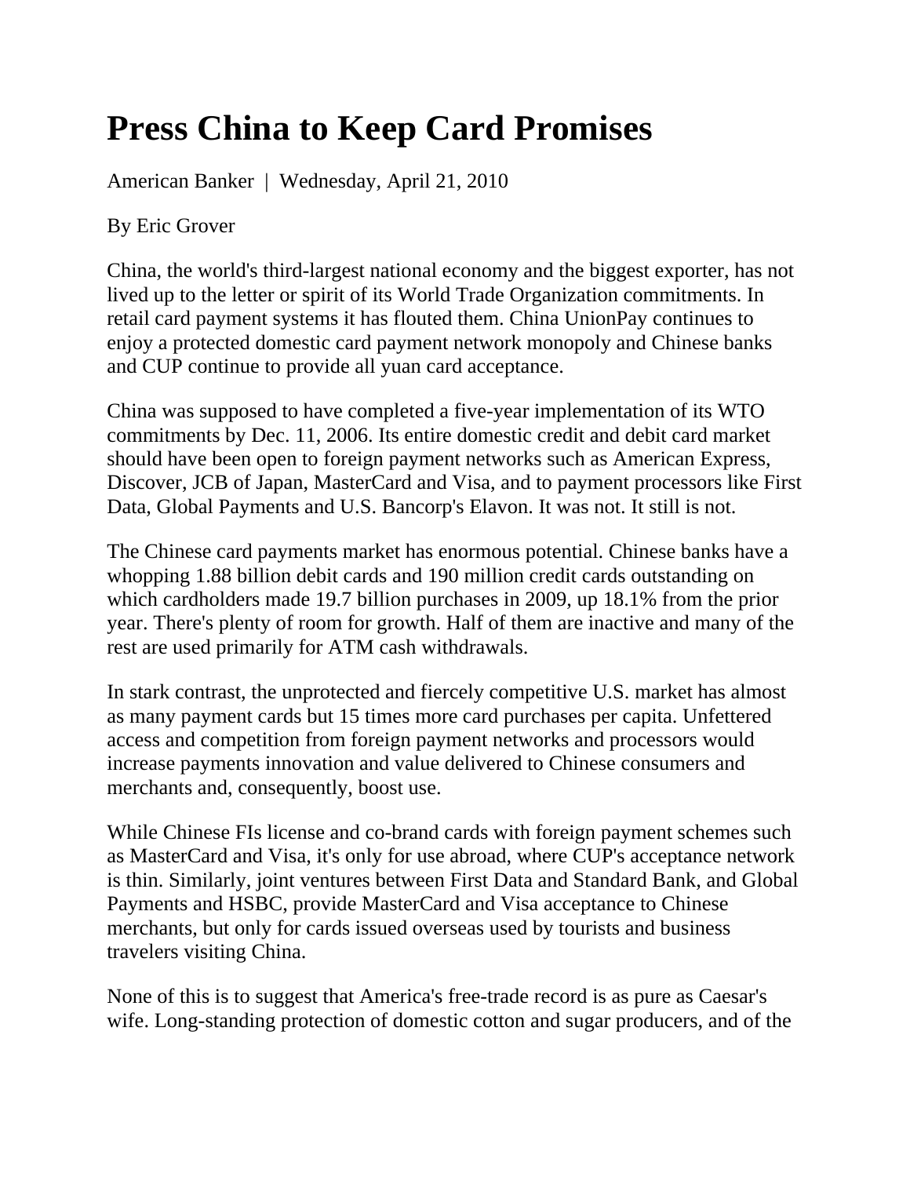# Press China to Keep Card Promises

American Banker | Wednesday, April 21, 2010

By Eric Grover

China, the world's third-largest national economy and the biggest exporter, has not lived up to the letter or spirit of its World Trade Organization commitments. In retail card payment systems it has flouted them. China UnionPay continues to enjoy a protected domestic card payment network monopoly and Chinese banks and CUP continue to provide all yuan card acceptance.

China was supposed to have completed a five-year implementation of its WTO commitments by Dec. 11, 2006. Its entire domestic credit and debit card market should have been open to foreign payment networks such as American Express, Discover, JCB of Japan, MasterCard and Visa, and to payment processors like First Data, Global Payments and U.S. Bancorp's Elavon. It was not. It still is not.

The Chinese card payments market has enormous potential. Chinese banks have a whopping 1.88 billion debit cards and 190 million credit cards outstanding on which cardholders made 19.7 billion purchases in 2009, up 18.1% from the prior year. There's plenty of room for growth. Half of them are inactive and many of the rest are used primarily for ATM cash withdrawals.

In stark contrast, the unprotected and fiercely competitive U.S. market has almost as many payment cards but 15 times more card purchases per capita. Unfettered access and competition from foreign payment networks and processors would increase payments innovation and value delivered to Chinese consumers and merchants and, consequently, boost use.

While Chinese FIs license and co-brand cards with foreign payment schemes such as MasterCard and Visa, it's only for use abroad, where CUP's acceptance network is thin. Similarly, joint ventures between First Data and Standard Bank, and Global Payments and HSBC, provide MasterCard and Visa acceptance to Chinese merchants, but only for cards issued overseas used by tourists and business travelers visiting China.

None of this is to suggest that America's free-trade record is as pure as Caesar's wife. Long-standing protection of domestic cotton and sugar producers, and of the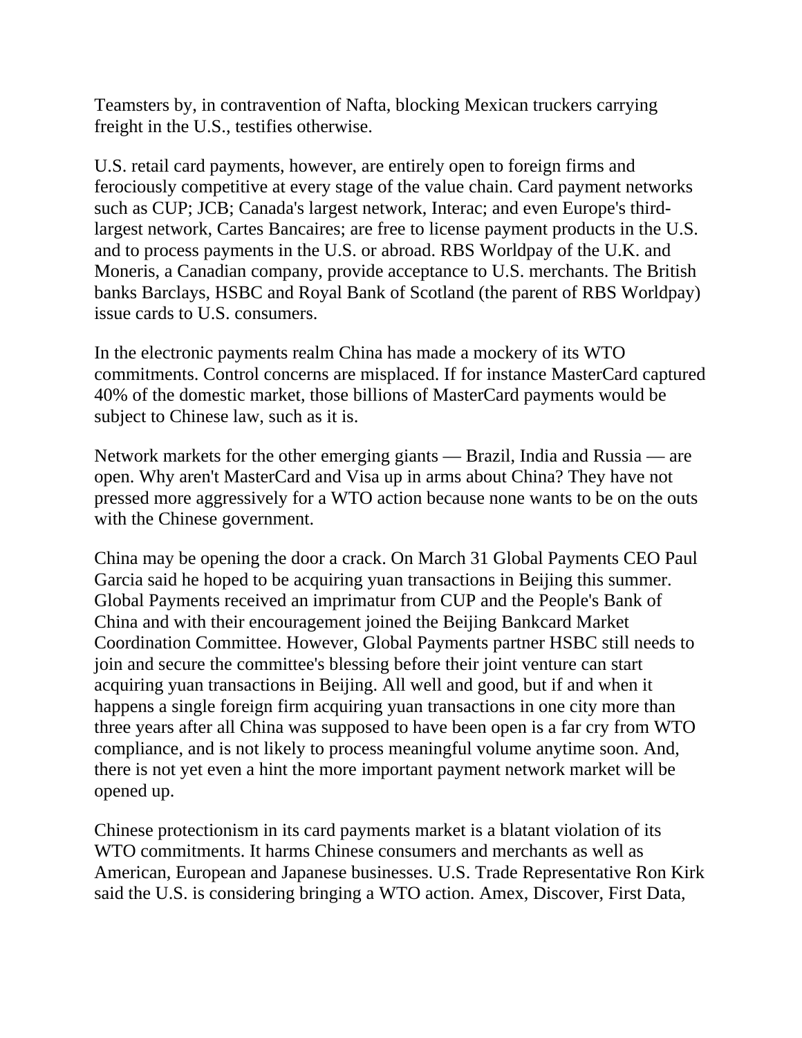Teamsters by, in contravention of Nafta, blocking Mexican truckers carrying freight in the U.S., testifies otherwise.

U.S. retail card payments, however, are entirely open to foreign firms and ferociously competitive at every stage of the value chain. Card payment networks such as CUP; JCB; Canada's largest network, Interac; and even Europe's third-largest network, Cartes Bancaires; are free to license payment products in the U.S. and to process payments in the U.S. or abroad. RBS Worldpay of the U.K. and Moneris, a Canadian company, provide acceptance to U.S. merchants. The British banks Barclays, HSBC and Royal Bank of Scotland (the parent of RBS Worldpay) issue cards to U.S. consumers.

In the electronic payments realm China has made a mockery of its WTO commitments. Control concerns are misplaced. If for instance MasterCard captured 40% of the domestic market, those billions of MasterCard payments would be subject to Chinese law, such as it is.

Network markets for the other emerging giants — Brazil, India and Russia — are open. Why aren't MasterCard and Visa up in arms about China? They have not pressed more aggressively for a WTO action because none wants to be on the outs with the Chinese government.

China may be opening the door a crack. On March 31 Global Payments CEO Paul Garcia said he hoped to be acquiring yuan transactions in Beijing this summer. Global Payments received an imprimatur from CUP and the People's Bank of China and with their encouragement joined the Beijing Bankcard Market Coordination Committee. However, Global Payments partner HSBC still needs to join and secure the committee's blessing before their joint venture can start acquiring yuan transactions in Beijing. All well and good, but if and when it happens a single foreign firm acquiring yuan transactions in one city more than three years after all China was supposed to have been open is a far cry from WTO compliance, and is not likely to process meaningful volume anytime soon. And, there is not yet even a hint the more important payment network market will be opened up.

Chinese protectionism in its card payments market is a blatant violation of its WTO commitments. It harms Chinese consumers and merchants as well as American, European and Japanese businesses. U.S. Trade Representative Ron Kirk said the U.S. is considering bringing a WTO action. Amex, Discover, First Data,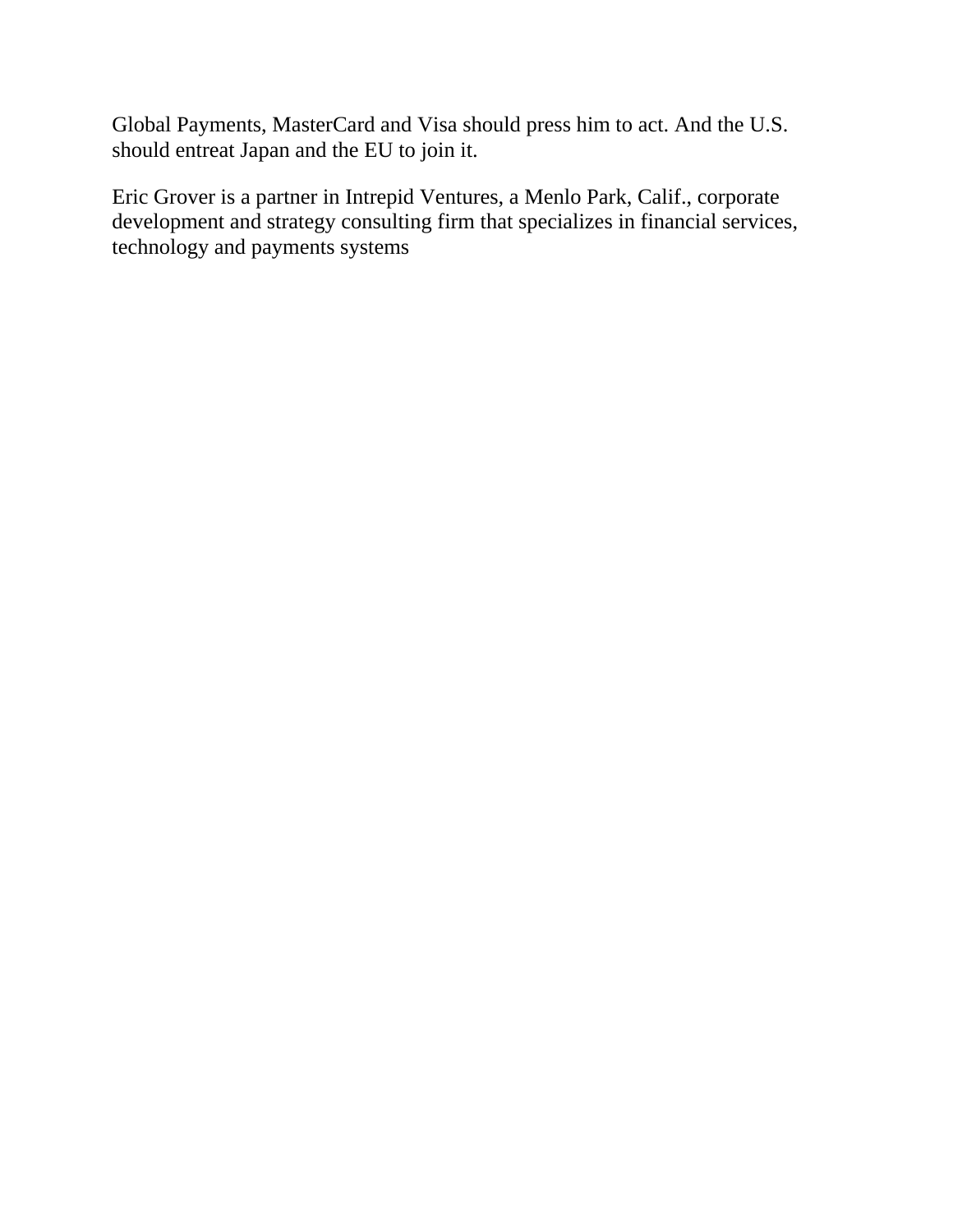Global Payments, MasterCard and Visa should press him to act. And the U.S. should entreat Japan and the EU to join it.

Eric Grover is a partner in Intrepid Ventures, a Menlo Park, Calif., corporate development and strategy consulting firm that specializes in financial services, technology and payments systems